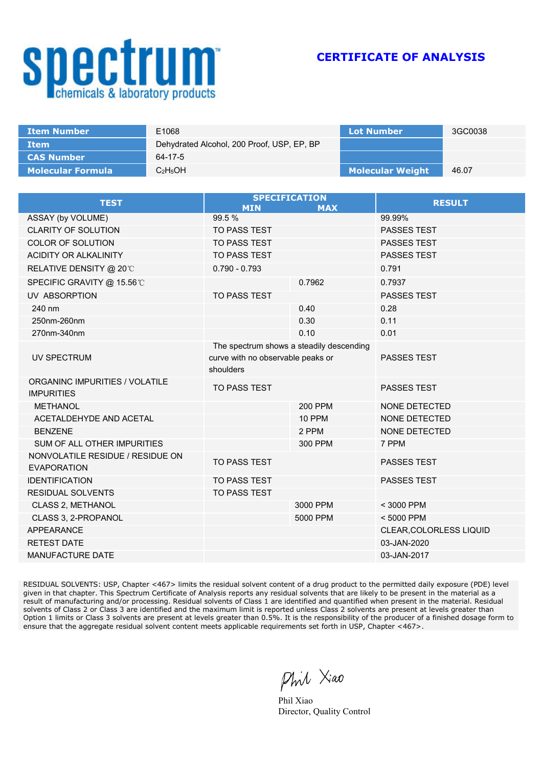# spectrum
chemicals & laboratory products

## CERTIFICATE OF ANALYSIS

| Item Number | E1068 | Lot Number | 3GC0038 |
|---|---|---|---|
| Item | Dehydrated Alcohol, 200 Proof, USP, EP, BP | | |
| CAS Number | 64-17-5 | | |
| Molecular Formula | $C_2H_5OH$ | Molecular Weight | 46.07 |

| TEST | SPECIFICATION MIN | SPECIFICATION MAX | RESULT |
|---|---|---|---|
| ASSAY (by VOLUME) | 99.5 % | | 99.99% |
| CLARITY OF SOLUTION | TO PASS TEST | | PASSES TEST |
| COLOR OF SOLUTION | TO PASS TEST | | PASSES TEST |
| ACIDITY OR ALKALINITY | TO PASS TEST | | PASSES TEST |
| RELATIVE DENSITY @ 20℃ | 0.790 - 0.793 | | 0.791 |
| SPECIFIC GRAVITY @ 15.56℃ | | 0.7962 | 0.7937 |
| UV ABSORPTION | TO PASS TEST | | PASSES TEST |
| 240 nm | | 0.40 | 0.28 |
| 250nm-260nm | | 0.30 | 0.11 |
| 270nm-340nm | | 0.10 | 0.01 |
| UV SPECTRUM | The spectrum shows a steadily descending curve with no observable peaks or shoulders | | PASSES TEST |
| ORGANINC IMPURITIES / VOLATILE IMPURITIES | TO PASS TEST | | PASSES TEST |
| METHANOL | | 200 PPM | NONE DETECTED |
| ACETALDEHYDE AND ACETAL | | 10 PPM | NONE DETECTED |
| BENZENE | | 2 PPM | NONE DETECTED |
| SUM OF ALL OTHER IMPURITIES | | 300 PPM | 7 PPM |
| NONVOLATILE RESIDUE / RESIDUE ON EVAPORATION | TO PASS TEST | | PASSES TEST |
| IDENTIFICATION | TO PASS TEST | | PASSES TEST |
| RESIDUAL SOLVENTS | TO PASS TEST | | |
| CLASS 2, METHANOL | | 3000 PPM | < 3000 PPM |
| CLASS 3, 2-PROPANOL | | 5000 PPM | < 5000 PPM |
| APPEARANCE | | | CLEAR,COLORLESS LIQUID |
| RETEST DATE | | | 03-JAN-2020 |
| MANUFACTURE DATE | | | 03-JAN-2017 |

RESIDUAL SOLVENTS: USP, Chapter <467> limits the residual solvent content of a drug product to the permitted daily exposure (PDE) level given in that chapter. This Spectrum Certificate of Analysis reports any residual solvents that are likely to be present in the material as a result of manufacturing and/or processing. Residual solvents of Class 1 are identified and quantified when present in the material. Residual solvents of Class 2 or Class 3 are identified and the maximum limit is reported unless Class 2 solvents are present at levels greater than Option 1 limits or Class 3 solvents are present at levels greater than 0.5%. It is the responsibility of the producer of a finished dosage form to ensure that the aggregate residual solvent content meets applicable requirements set forth in USP, Chapter <467>.

Phil Xiao
Phil Xiao
Director, Quality Control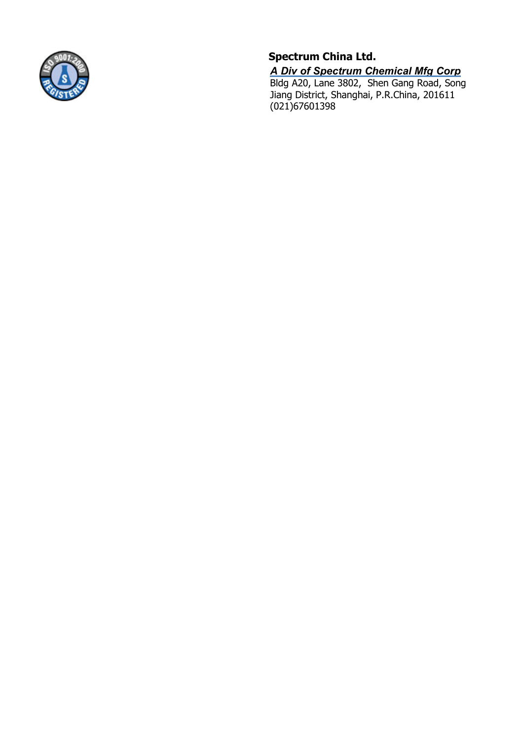**Spectrum China Ltd.**

***A Div of Spectrum Chemical Mfg Corp***

Bldg A20, Lane 3802, Shen Gang Road, Song Jiang District, Shanghai, P.R.China, 201611
(021)67601398